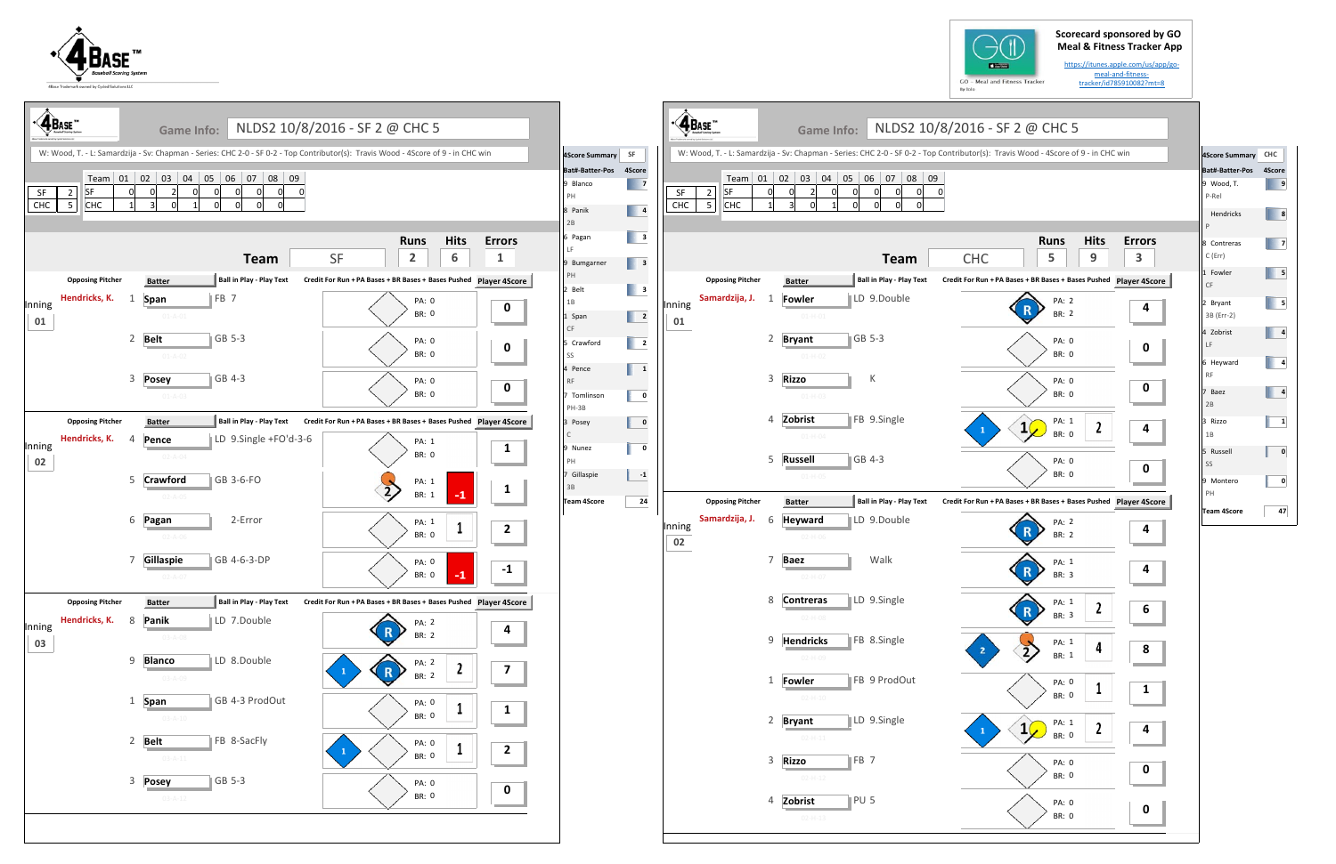4Base™ Baseball Scoring System

Scorecard sponsored by GO Meal & Fitness Tracker App
https://itunes.apple.com/us/app/go-meal-and-fitness-tracker/id785910082?mt=8

## Game Info: NLDS2 10/8/2016 - SF 2 @ CHC 5

W: Wood, T. - L: Samardzija - Sv: Chapman - Series: CHC 2-0 - SF 0-2 - Top Contributor(s): Travis Wood - 4Score of 9 - in CHC win

| | | Team | 01 | 02 | 03 | 04 | 05 | 06 | 07 | 08 | 09 |
|---|---|---|---|---|---|---|---|---|---|---|---|
| SF | 2 | SF | 0 | 0 | 2 | 0 | 0 | 0 | 0 | 0 | 0 |
| CHC | 5 | CHC | 1 | 3 | 0 | 1 | 0 | 0 | 0 | 0 | |

### Team SF — Runs 2, Hits 6, Errors 1

| Inning | Opposing Pitcher | # | Batter | Ball in Play - Play Text | PA | BR | Credit | Player 4Score |
|---|---|---|---|---|---|---|---|---|
| 01 | Hendricks, K. | 1 | Span | FB 7 | 0 | 0 | | 0 |
| | | 2 | Belt | GB 5-3 | 0 | 0 | | 0 |
| | | 3 | Posey | GB 4-3 | 0 | 0 | | 0 |
| 02 | Hendricks, K. | 4 | Pence | LD 9.Single +FO'd-3-6 | 1 | 0 | | 1 |
| | | 5 | Crawford | GB 3-6-FO | 1 | 1 | -1 | 1 |
| | | 6 | Pagan | 2-Error | 1 | 0 | 1 | 2 |
| | | 7 | Gillaspie | GB 4-6-3-DP | 0 | 0 | -1 | -1 |
| 03 | Hendricks, K. | 8 | Panik | LD 7.Double | 2 | 2 | | 4 |
| | | 9 | Blanco | LD 8.Double | 2 | 2 | 2 | 7 |
| | | 1 | Span | GB 4-3 ProdOut | 0 | 0 | 1 | 1 |
| | | 2 | Belt | FB 8-SacFly | 0 | 0 | 1 | 2 |
| | | 3 | Posey | GB 5-3 | 0 | 0 | | 0 |

### 4Score Summary SF

| Bat#-Batter-Pos | 4Score |
|---|---|
| 9 Blanco PH | 7 |
| 8 Panik 2B | 4 |
| 6 Pagan LF | 3 |
| 9 Bumgarner PH | 3 |
| 2 Belt 1B | 3 |
| 1 Span CF | 2 |
| 5 Crawford SS | 2 |
| 4 Pence RF | 1 |
| 7 Tomlinson PH-3B | 0 |
| 3 Posey C | 0 |
| 9 Nunez PH | 0 |
| 7 Gillaspie 3B | -1 |
| Team 4Score | 24 |

### Team CHC — Runs 5, Hits 9, Errors 3

| Inning | Opposing Pitcher | # | Batter | Ball in Play - Play Text | PA | BR | Credit | Player 4Score |
|---|---|---|---|---|---|---|---|---|
| 01 | Samardzija, J. | 1 | Fowler | LD 9.Double | 2 | 2 | | 4 |
| | | 2 | Bryant | GB 5-3 | 0 | 0 | | 0 |
| | | 3 | Rizzo | K | 0 | 0 | | 0 |
| | | 4 | Zobrist | FB 9.Single | 1 | 0 | 2 | 4 |
| | | 5 | Russell | GB 4-3 | 0 | 0 | | 0 |
| 02 | Samardzija, J. | 6 | Heyward | LD 9.Double | 2 | 2 | | 4 |
| | | 7 | Baez | Walk | 1 | 3 | | 4 |
| | | 8 | Contreras | LD 9.Single | 1 | 3 | 2 | 6 |
| | | 9 | Hendricks | FB 8.Single | 1 | 1 | 4 | 8 |
| | | 1 | Fowler | FB 9 ProdOut | 0 | 0 | 1 | 1 |
| | | 2 | Bryant | LD 9.Single | 1 | 0 | 2 | 4 |
| | | 3 | Rizzo | FB 7 | 0 | 0 | | 0 |
| | | 4 | Zobrist | PU 5 | 0 | 0 | | 0 |

### 4Score Summary CHC

| Bat#-Batter-Pos | 4Score |
|---|---|
| 9 Wood, T. P-Rel | 9 |
| Hendricks P | 8 |
| 8 Contreras C (Err) | 7 |
| 1 Fowler CF | 5 |
| 2 Bryant 3B (Err-2) | 5 |
| 4 Zobrist LF | 4 |
| 6 Heyward RF | 4 |
| 7 Baez 2B | 4 |
| 3 Rizzo 1B | 1 |
| 5 Russell SS | 0 |
| 9 Montero PH | 0 |
| Team 4Score | 47 |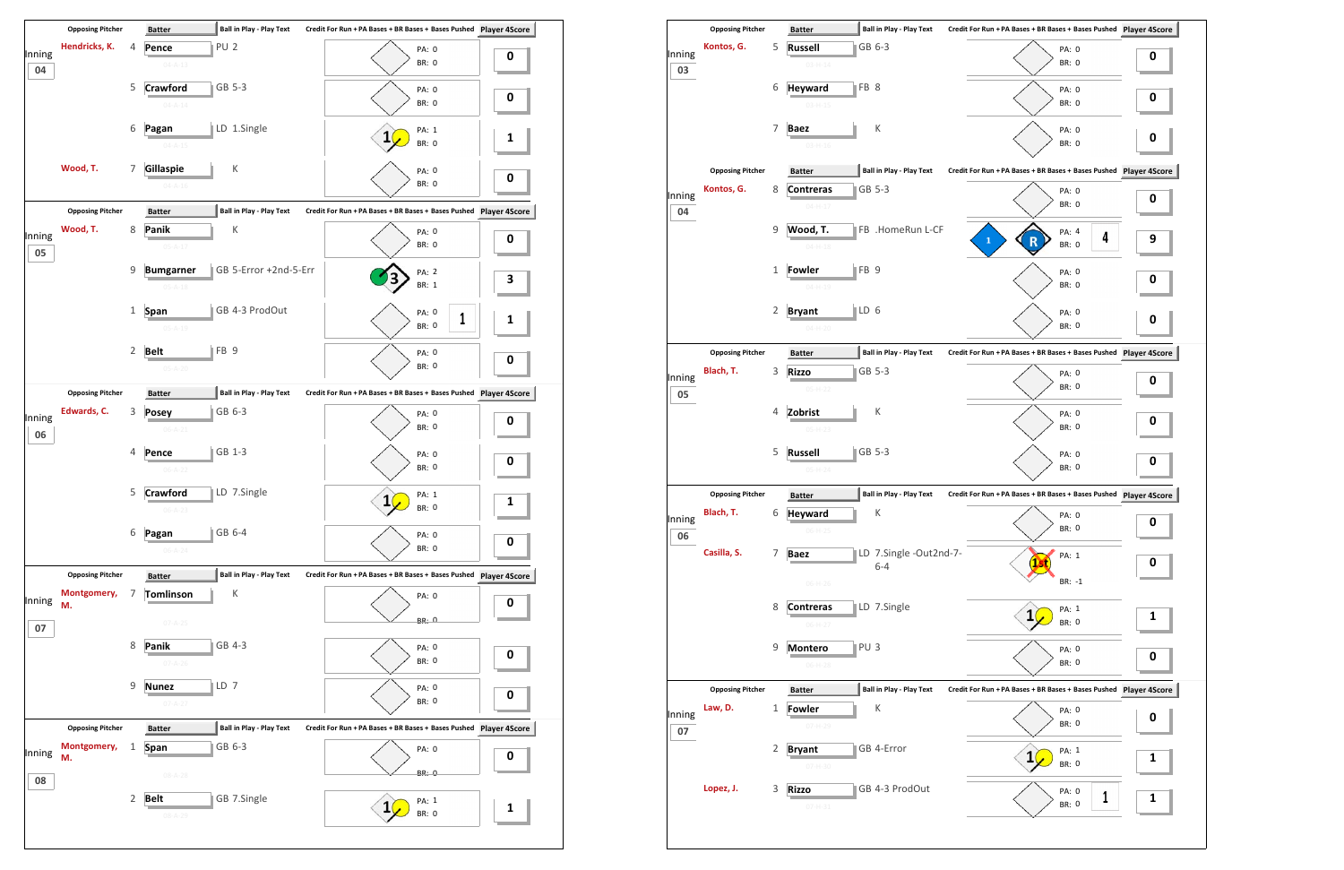| Inning | Opposing Pitcher | # | Batter | Ball in Play - Play Text | PA | BR | Bases Pushed | Player 4Score |
|---|---|---|---|---|---|---|---|---|
| 04 | Hendricks, K. | 4 | Pence | PU 2 | 0 | 0 | | 0 |
| | | 5 | Crawford | GB 5-3 | 0 | 0 | | 0 |
| | | 6 | Pagan | LD 1.Single | 1 | 0 | | 1 |
| | Wood, T. | 7 | Gillaspie | K | 0 | 0 | | 0 |
| 05 | Wood, T. | 8 | Panik | K | 0 | 0 | | 0 |
| | | 9 | Bumgarner | GB 5-Error +2nd-5-Err | 2 | 1 | | 3 |
| | | 1 | Span | GB 4-3 ProdOut | 0 | 0 | 1 | 1 |
| | | 2 | Belt | FB 9 | 0 | 0 | | 0 |
| 06 | Edwards, C. | 3 | Posey | GB 6-3 | 0 | 0 | | 0 |
| | | 4 | Pence | GB 1-3 | 0 | 0 | | 0 |
| | | 5 | Crawford | LD 7.Single | 1 | 0 | | 1 |
| | | 6 | Pagan | GB 6-4 | 0 | 0 | | 0 |
| 07 | Montgomery, M. | 7 | Tomlinson | K | 0 | 0 | | 0 |
| | | 8 | Panik | GB 4-3 | 0 | 0 | | 0 |
| | | 9 | Nunez | LD 7 | 0 | 0 | | 0 |
| 08 | Montgomery, M. | 1 | Span | GB 6-3 | 0 | 0 | | 0 |
| | | 2 | Belt | GB 7.Single | 1 | 0 | | 1 |

| Inning | Opposing Pitcher | # | Batter | Ball in Play - Play Text | PA | BR | Bases Pushed | Player 4Score |
|---|---|---|---|---|---|---|---|---|
| 03 | Kontos, G. | 5 | Russell | GB 6-3 | 0 | 0 | | 0 |
| | | 6 | Heyward | FB 8 | 0 | 0 | | 0 |
| | | 7 | Baez | K | 0 | 0 | | 0 |
| 04 | Kontos, G. | 8 | Contreras | GB 5-3 | 0 | 0 | | 0 |
| | | 9 | Wood, T. | FB .HomeRun L-CF | 4 | 0 | 4 | 9 |
| | | 1 | Fowler | FB 9 | 0 | 0 | | 0 |
| | | 2 | Bryant | LD 6 | 0 | 0 | | 0 |
| 05 | Blach, T. | 3 | Rizzo | GB 5-3 | 0 | 0 | | 0 |
| | | 4 | Zobrist | K | 0 | 0 | | 0 |
| | | 5 | Russell | GB 5-3 | 0 | 0 | | 0 |
| 06 | Blach, T. | 6 | Heyward | K | 0 | 0 | | 0 |
| | Casilla, S. | 7 | Baez | LD 7.Single -Out2nd-7-6-4 | 1 | -1 | | 0 |
| | | 8 | Contreras | LD 7.Single | 1 | 0 | | 1 |
| | | 9 | Montero | PU 3 | 0 | 0 | | 0 |
| 07 | Law, D. | 1 | Fowler | K | 0 | 0 | | 0 |
| | | 2 | Bryant | GB 4-Error | 1 | 0 | | 1 |
| | Lopez, J. | 3 | Rizzo | GB 4-3 ProdOut | 0 | 0 | 1 | 1 |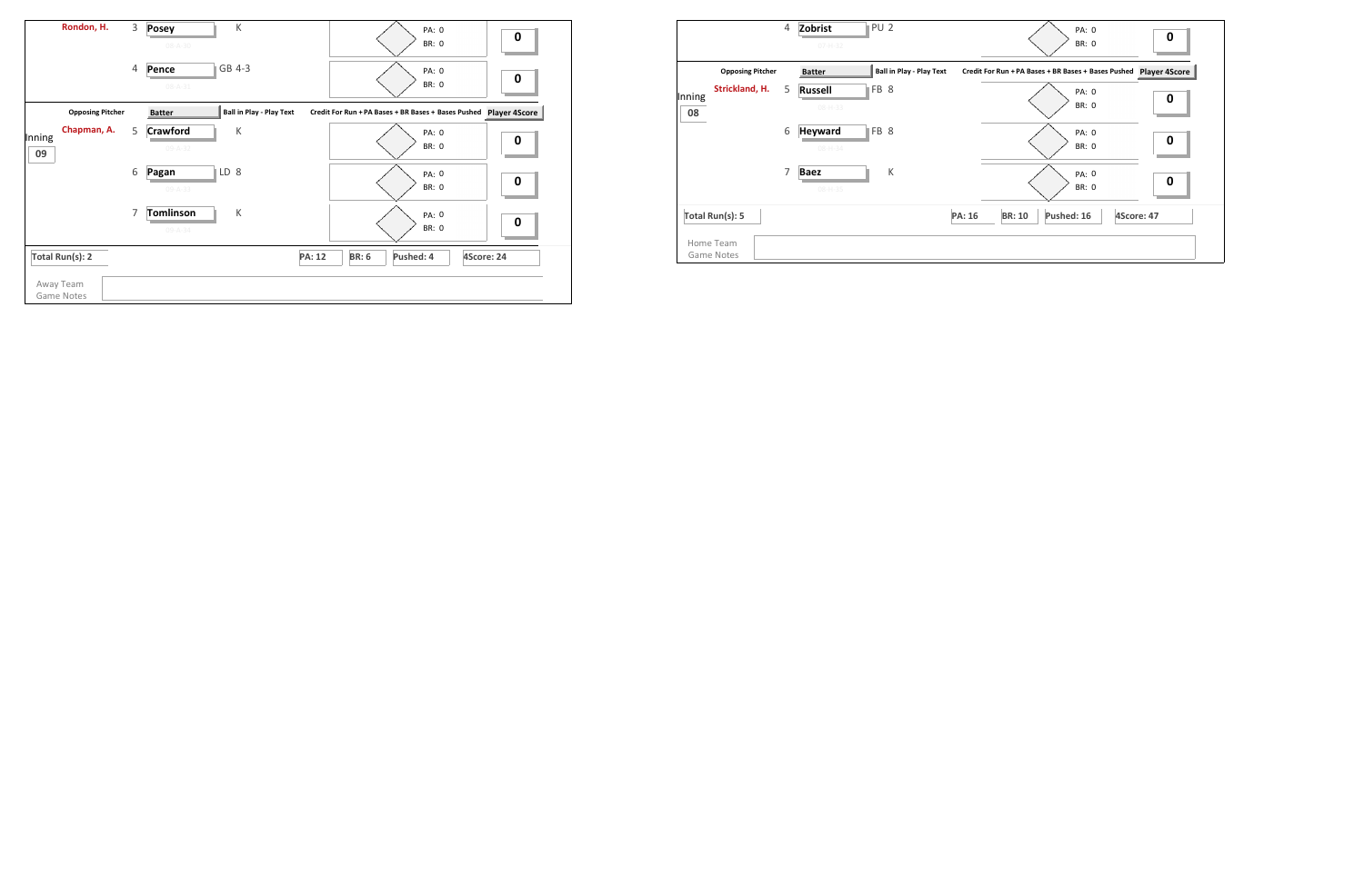## Away Team (continued)

| Opposing Pitcher | # | Batter | Ball in Play - Play Text | Credit For Run + PA Bases + BR Bases + Bases Pushed | Player 4Score |
|---|---|---|---|---|---|
| Rondon, H. | 3 | Posey | K | PA: 0 BR: 0 | 0 |
| | 4 | Pence | GB 4-3 | PA: 0 BR: 0 | 0 |

**Inning 09**

| Opposing Pitcher | # | Batter | Ball in Play - Play Text | Credit For Run + PA Bases + BR Bases + Bases Pushed | Player 4Score |
|---|---|---|---|---|---|
| Chapman, A. | 5 | Crawford | K | PA: 0 BR: 0 | 0 |
| | 6 | Pagan | LD 8 | PA: 0 BR: 0 | 0 |
| | 7 | Tomlinson | K | PA: 0 BR: 0 | 0 |

Total Run(s): 2 | PA: 12 | BR: 6 | Pushed: 4 | 4Score: 24

Away Team Game Notes

## Home Team (continued)

| Opposing Pitcher | # | Batter | Ball in Play - Play Text | Credit For Run + PA Bases + BR Bases + Bases Pushed | Player 4Score |
|---|---|---|---|---|---|
| | 4 | Zobrist | PU 2 | PA: 0 BR: 0 | 0 |

**Inning 08**

| Opposing Pitcher | # | Batter | Ball in Play - Play Text | Credit For Run + PA Bases + BR Bases + Bases Pushed | Player 4Score |
|---|---|---|---|---|---|
| Strickland, H. | 5 | Russell | FB 8 | PA: 0 BR: 0 | 0 |
| | 6 | Heyward | FB 8 | PA: 0 BR: 0 | 0 |
| | 7 | Baez | K | PA: 0 BR: 0 | 0 |

Total Run(s): 5 | PA: 16 | BR: 10 | Pushed: 16 | 4Score: 47

Home Team Game Notes